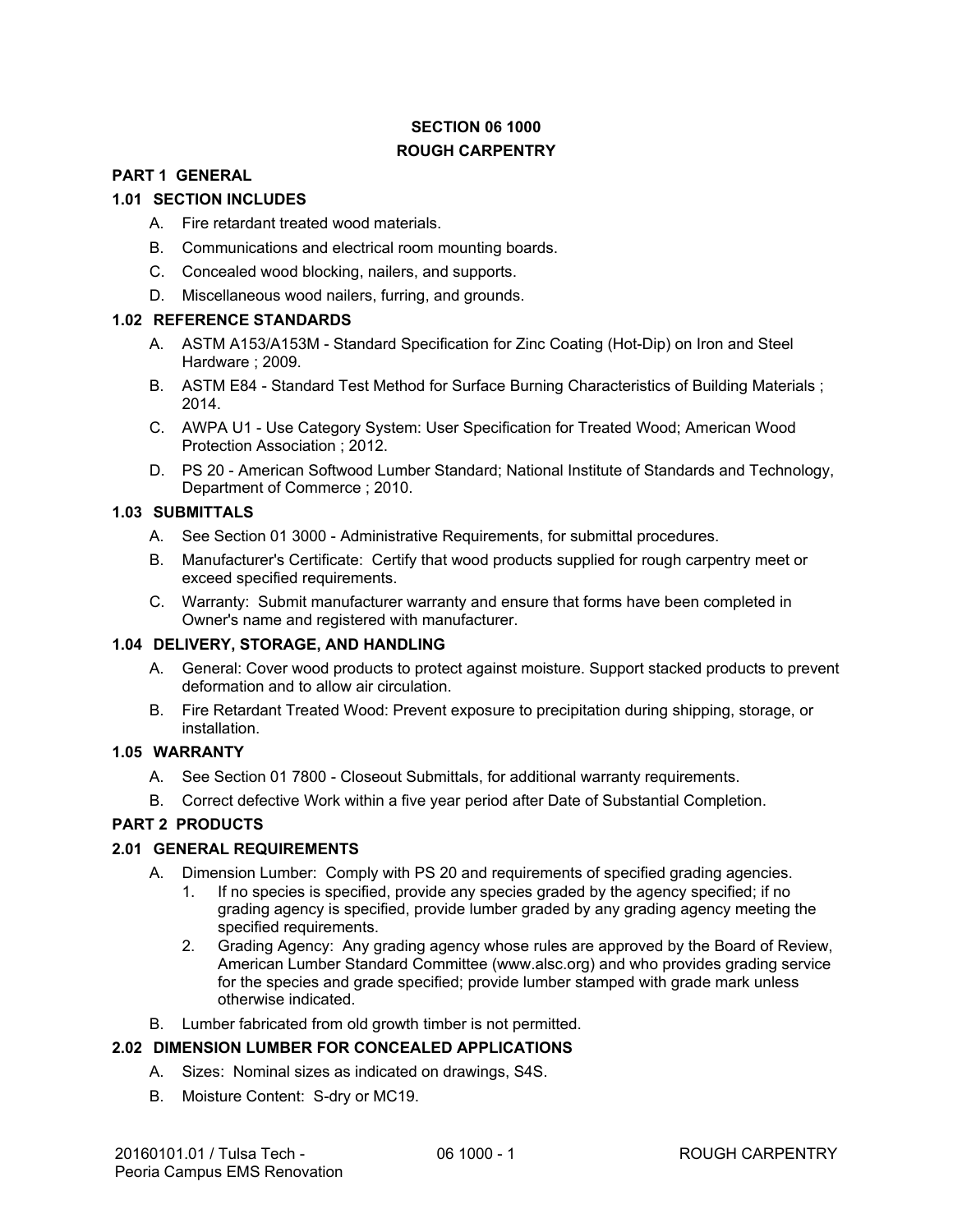# SECTION 06 1000
# ROUGH CARPENTRY

## PART 1 GENERAL

### 1.01 SECTION INCLUDES

A. Fire retardant treated wood materials.

B. Communications and electrical room mounting boards.

C. Concealed wood blocking, nailers, and supports.

D. Miscellaneous wood nailers, furring, and grounds.

### 1.02 REFERENCE STANDARDS

A. ASTM A153/A153M - Standard Specification for Zinc Coating (Hot-Dip) on Iron and Steel Hardware ; 2009.

B. ASTM E84 - Standard Test Method for Surface Burning Characteristics of Building Materials ; 2014.

C. AWPA U1 - Use Category System: User Specification for Treated Wood; American Wood Protection Association ; 2012.

D. PS 20 - American Softwood Lumber Standard; National Institute of Standards and Technology, Department of Commerce ; 2010.

### 1.03 SUBMITTALS

A. See Section 01 3000 - Administrative Requirements, for submittal procedures.

B. Manufacturer's Certificate: Certify that wood products supplied for rough carpentry meet or exceed specified requirements.

C. Warranty: Submit manufacturer warranty and ensure that forms have been completed in Owner's name and registered with manufacturer.

### 1.04 DELIVERY, STORAGE, AND HANDLING

A. General: Cover wood products to protect against moisture. Support stacked products to prevent deformation and to allow air circulation.

B. Fire Retardant Treated Wood: Prevent exposure to precipitation during shipping, storage, or installation.

### 1.05 WARRANTY

A. See Section 01 7800 - Closeout Submittals, for additional warranty requirements.

B. Correct defective Work within a five year period after Date of Substantial Completion.

## PART 2 PRODUCTS

### 2.01 GENERAL REQUIREMENTS

A. Dimension Lumber: Comply with PS 20 and requirements of specified grading agencies.

1. If no species is specified, provide any species graded by the agency specified; if no grading agency is specified, provide lumber graded by any grading agency meeting the specified requirements.
2. Grading Agency: Any grading agency whose rules are approved by the Board of Review, American Lumber Standard Committee (www.alsc.org) and who provides grading service for the species and grade specified; provide lumber stamped with grade mark unless otherwise indicated.

B. Lumber fabricated from old growth timber is not permitted.

### 2.02 DIMENSION LUMBER FOR CONCEALED APPLICATIONS

A. Sizes: Nominal sizes as indicated on drawings, S4S.

B. Moisture Content: S-dry or MC19.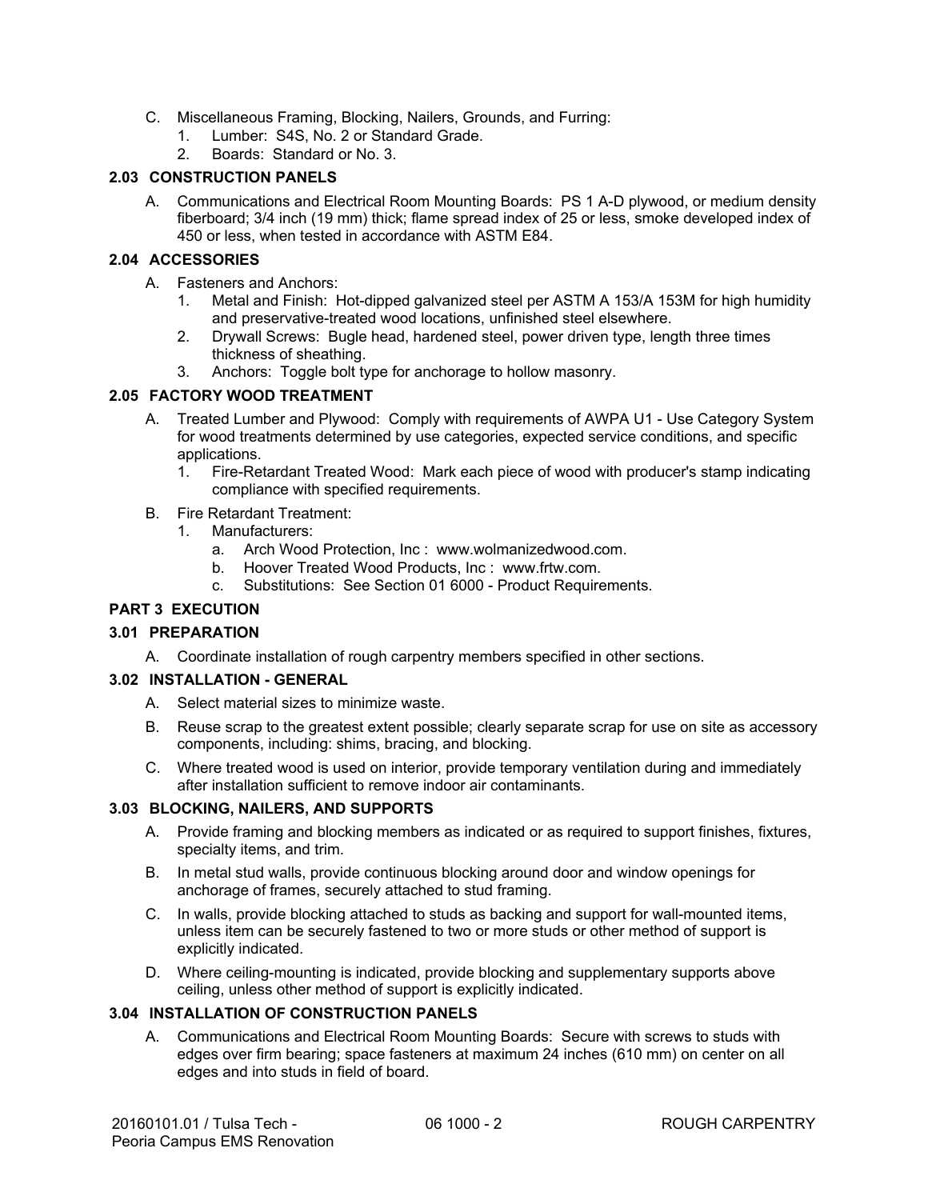C. Miscellaneous Framing, Blocking, Nailers, Grounds, and Furring:
   1. Lumber: S4S, No. 2 or Standard Grade.
   2. Boards: Standard or No. 3.

### 2.03 CONSTRUCTION PANELS

A. Communications and Electrical Room Mounting Boards: PS 1 A-D plywood, or medium density fiberboard; 3/4 inch (19 mm) thick; flame spread index of 25 or less, smoke developed index of 450 or less, when tested in accordance with ASTM E84.

### 2.04 ACCESSORIES

A. Fasteners and Anchors:
   1. Metal and Finish: Hot-dipped galvanized steel per ASTM A 153/A 153M for high humidity and preservative-treated wood locations, unfinished steel elsewhere.
   2. Drywall Screws: Bugle head, hardened steel, power driven type, length three times thickness of sheathing.
   3. Anchors: Toggle bolt type for anchorage to hollow masonry.

### 2.05 FACTORY WOOD TREATMENT

A. Treated Lumber and Plywood: Comply with requirements of AWPA U1 - Use Category System for wood treatments determined by use categories, expected service conditions, and specific applications.
   1. Fire-Retardant Treated Wood: Mark each piece of wood with producer's stamp indicating compliance with specified requirements.

B. Fire Retardant Treatment:
   1. Manufacturers:
      a. Arch Wood Protection, Inc : www.wolmanizedwood.com.
      b. Hoover Treated Wood Products, Inc : www.frtw.com.
      c. Substitutions: See Section 01 6000 - Product Requirements.

## PART 3 EXECUTION

### 3.01 PREPARATION

A. Coordinate installation of rough carpentry members specified in other sections.

### 3.02 INSTALLATION - GENERAL

A. Select material sizes to minimize waste.

B. Reuse scrap to the greatest extent possible; clearly separate scrap for use on site as accessory components, including: shims, bracing, and blocking.

C. Where treated wood is used on interior, provide temporary ventilation during and immediately after installation sufficient to remove indoor air contaminants.

### 3.03 BLOCKING, NAILERS, AND SUPPORTS

A. Provide framing and blocking members as indicated or as required to support finishes, fixtures, specialty items, and trim.

B. In metal stud walls, provide continuous blocking around door and window openings for anchorage of frames, securely attached to stud framing.

C. In walls, provide blocking attached to studs as backing and support for wall-mounted items, unless item can be securely fastened to two or more studs or other method of support is explicitly indicated.

D. Where ceiling-mounting is indicated, provide blocking and supplementary supports above ceiling, unless other method of support is explicitly indicated.

### 3.04 INSTALLATION OF CONSTRUCTION PANELS

A. Communications and Electrical Room Mounting Boards: Secure with screws to studs with edges over firm bearing; space fasteners at maximum 24 inches (610 mm) on center on all edges and into studs in field of board.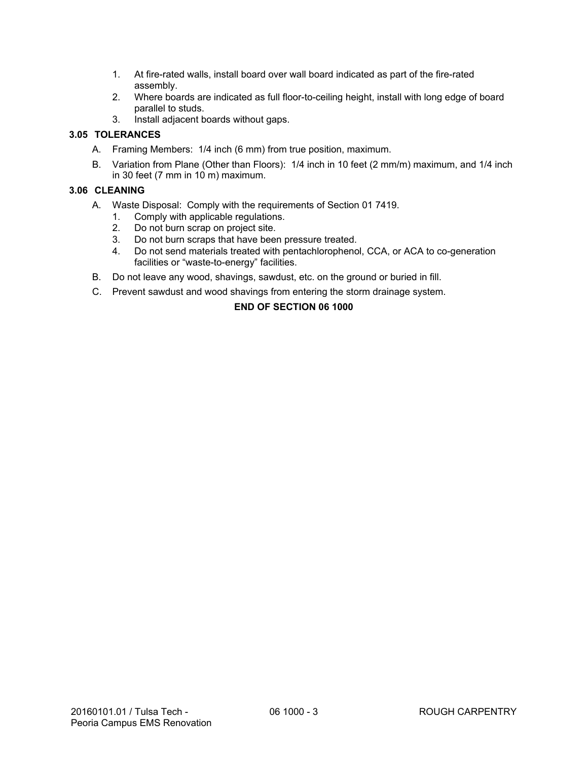1. At fire-rated walls, install board over wall board indicated as part of the fire-rated assembly.
2. Where boards are indicated as full floor-to-ceiling height, install with long edge of board parallel to studs.
3. Install adjacent boards without gaps.

### 3.05 TOLERANCES

A. Framing Members: 1/4 inch (6 mm) from true position, maximum.

B. Variation from Plane (Other than Floors): 1/4 inch in 10 feet (2 mm/m) maximum, and 1/4 inch in 30 feet (7 mm in 10 m) maximum.

### 3.06 CLEANING

A. Waste Disposal: Comply with the requirements of Section 01 7419.
   1. Comply with applicable regulations.
   2. Do not burn scrap on project site.
   3. Do not burn scraps that have been pressure treated.
   4. Do not send materials treated with pentachlorophenol, CCA, or ACA to co-generation facilities or “waste-to-energy” facilities.

B. Do not leave any wood, shavings, sawdust, etc. on the ground or buried in fill.

C. Prevent sawdust and wood shavings from entering the storm drainage system.

**END OF SECTION 06 1000**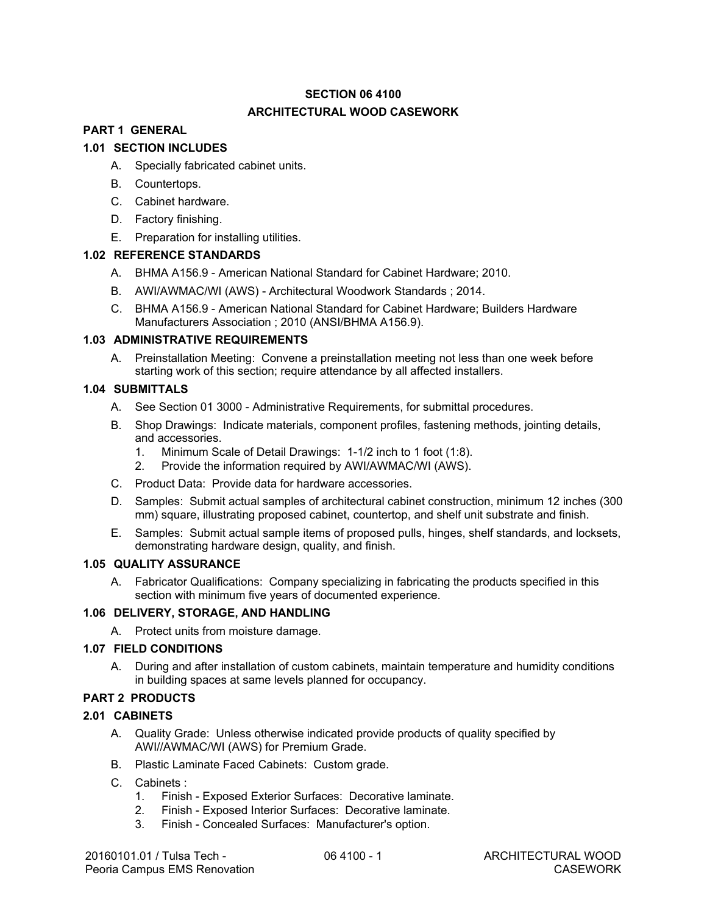# SECTION 06 4100

# ARCHITECTURAL WOOD CASEWORK

## PART 1 GENERAL

### 1.01 SECTION INCLUDES

A. Specially fabricated cabinet units.

B. Countertops.

C. Cabinet hardware.

D. Factory finishing.

E. Preparation for installing utilities.

### 1.02 REFERENCE STANDARDS

A. BHMA A156.9 - American National Standard for Cabinet Hardware; 2010.

B. AWI/AWMAC/WI (AWS) - Architectural Woodwork Standards ; 2014.

C. BHMA A156.9 - American National Standard for Cabinet Hardware; Builders Hardware Manufacturers Association ; 2010 (ANSI/BHMA A156.9).

### 1.03 ADMINISTRATIVE REQUIREMENTS

A. Preinstallation Meeting: Convene a preinstallation meeting not less than one week before starting work of this section; require attendance by all affected installers.

### 1.04 SUBMITTALS

A. See Section 01 3000 - Administrative Requirements, for submittal procedures.

B. Shop Drawings: Indicate materials, component profiles, fastening methods, jointing details, and accessories.

1. Minimum Scale of Detail Drawings: 1-1/2 inch to 1 foot (1:8).
2. Provide the information required by AWI/AWMAC/WI (AWS).

C. Product Data: Provide data for hardware accessories.

D. Samples: Submit actual samples of architectural cabinet construction, minimum 12 inches (300 mm) square, illustrating proposed cabinet, countertop, and shelf unit substrate and finish.

E. Samples: Submit actual sample items of proposed pulls, hinges, shelf standards, and locksets, demonstrating hardware design, quality, and finish.

### 1.05 QUALITY ASSURANCE

A. Fabricator Qualifications: Company specializing in fabricating the products specified in this section with minimum five years of documented experience.

### 1.06 DELIVERY, STORAGE, AND HANDLING

A. Protect units from moisture damage.

### 1.07 FIELD CONDITIONS

A. During and after installation of custom cabinets, maintain temperature and humidity conditions in building spaces at same levels planned for occupancy.

## PART 2 PRODUCTS

### 2.01 CABINETS

A. Quality Grade: Unless otherwise indicated provide products of quality specified by AWI//AWMAC/WI (AWS) for Premium Grade.

B. Plastic Laminate Faced Cabinets: Custom grade.

C. Cabinets :

1. Finish - Exposed Exterior Surfaces: Decorative laminate.
2. Finish - Exposed Interior Surfaces: Decorative laminate.
3. Finish - Concealed Surfaces: Manufacturer's option.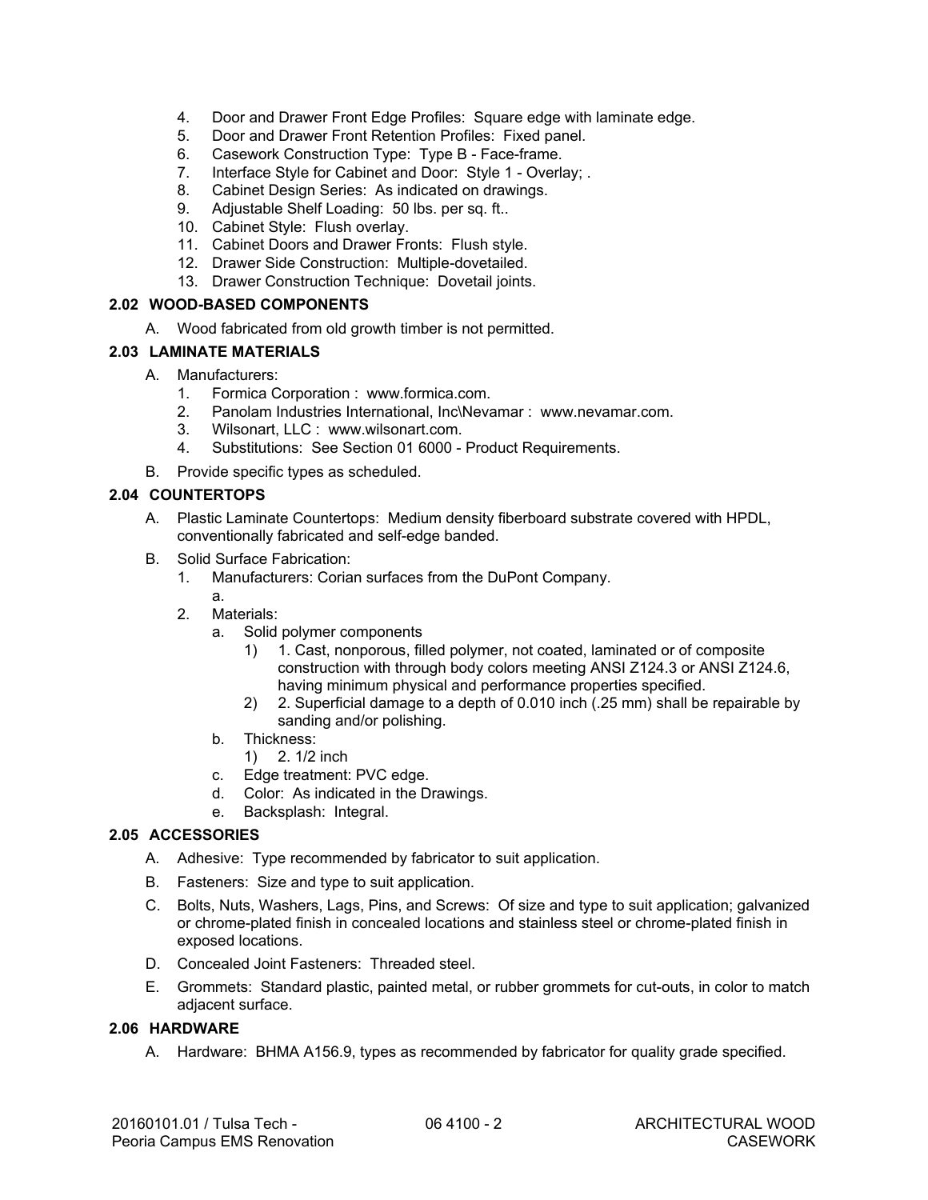4. Door and Drawer Front Edge Profiles: Square edge with laminate edge.
5. Door and Drawer Front Retention Profiles: Fixed panel.
6. Casework Construction Type: Type B - Face-frame.
7. Interface Style for Cabinet and Door: Style 1 - Overlay; .
8. Cabinet Design Series: As indicated on drawings.
9. Adjustable Shelf Loading: 50 lbs. per sq. ft..
10. Cabinet Style: Flush overlay.
11. Cabinet Doors and Drawer Fronts: Flush style.
12. Drawer Side Construction: Multiple-dovetailed.
13. Drawer Construction Technique: Dovetail joints.

### 2.02 WOOD-BASED COMPONENTS

A. Wood fabricated from old growth timber is not permitted.

### 2.03 LAMINATE MATERIALS

A. Manufacturers:
   1. Formica Corporation : www.formica.com.
   2. Panolam Industries International, Inc\Nevamar : www.nevamar.com.
   3. Wilsonart, LLC : www.wilsonart.com.
   4. Substitutions: See Section 01 6000 - Product Requirements.

B. Provide specific types as scheduled.

### 2.04 COUNTERTOPS

A. Plastic Laminate Countertops: Medium density fiberboard substrate covered with HPDL, conventionally fabricated and self-edge banded.

B. Solid Surface Fabrication:
   1. Manufacturers: Corian surfaces from the DuPont Company.
      a.
   2. Materials:
      a. Solid polymer components
         1) 1. Cast, nonporous, filled polymer, not coated, laminated or of composite construction with through body colors meeting ANSI Z124.3 or ANSI Z124.6, having minimum physical and performance properties specified.
         2) 2. Superficial damage to a depth of 0.010 inch (.25 mm) shall be repairable by sanding and/or polishing.
      b. Thickness:
         1) 2. 1/2 inch
      c. Edge treatment: PVC edge.
      d. Color: As indicated in the Drawings.
      e. Backsplash: Integral.

### 2.05 ACCESSORIES

A. Adhesive: Type recommended by fabricator to suit application.

B. Fasteners: Size and type to suit application.

C. Bolts, Nuts, Washers, Lags, Pins, and Screws: Of size and type to suit application; galvanized or chrome-plated finish in concealed locations and stainless steel or chrome-plated finish in exposed locations.

D. Concealed Joint Fasteners: Threaded steel.

E. Grommets: Standard plastic, painted metal, or rubber grommets for cut-outs, in color to match adjacent surface.

### 2.06 HARDWARE

A. Hardware: BHMA A156.9, types as recommended by fabricator for quality grade specified.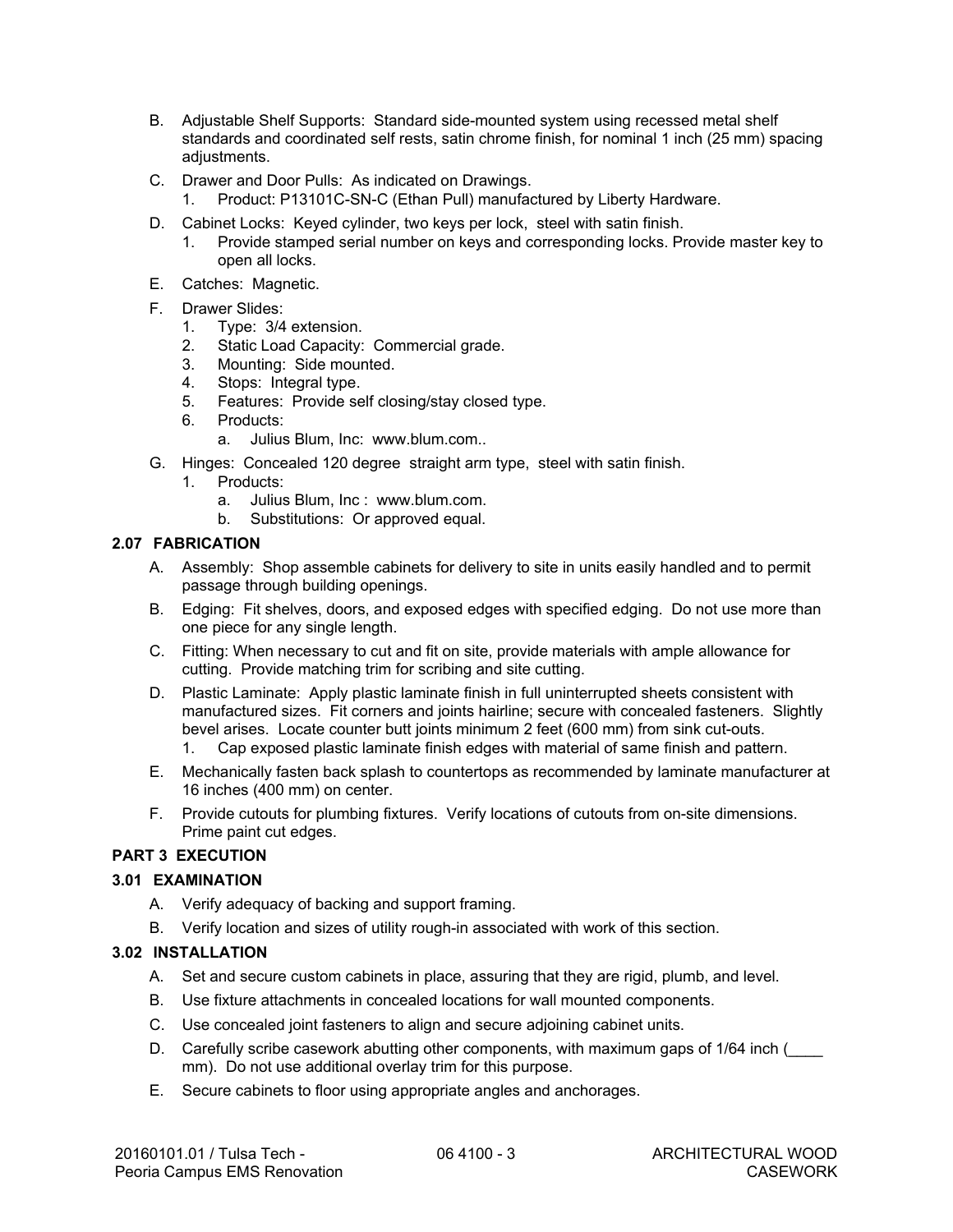B. Adjustable Shelf Supports: Standard side-mounted system using recessed metal shelf standards and coordinated self rests, satin chrome finish, for nominal 1 inch (25 mm) spacing adjustments.

C. Drawer and Door Pulls: As indicated on Drawings.
   1. Product: P13101C-SN-C (Ethan Pull) manufactured by Liberty Hardware.

D. Cabinet Locks: Keyed cylinder, two keys per lock, steel with satin finish.
   1. Provide stamped serial number on keys and corresponding locks. Provide master key to open all locks.

E. Catches: Magnetic.

F. Drawer Slides:
   1. Type: 3/4 extension.
   2. Static Load Capacity: Commercial grade.
   3. Mounting: Side mounted.
   4. Stops: Integral type.
   5. Features: Provide self closing/stay closed type.
   6. Products:
      a. Julius Blum, Inc: www.blum.com..

G. Hinges: Concealed 120 degree straight arm type, steel with satin finish.
   1. Products:
      a. Julius Blum, Inc : www.blum.com.
      b. Substitutions: Or approved equal.

### 2.07 FABRICATION

A. Assembly: Shop assemble cabinets for delivery to site in units easily handled and to permit passage through building openings.

B. Edging: Fit shelves, doors, and exposed edges with specified edging. Do not use more than one piece for any single length.

C. Fitting: When necessary to cut and fit on site, provide materials with ample allowance for cutting. Provide matching trim for scribing and site cutting.

D. Plastic Laminate: Apply plastic laminate finish in full uninterrupted sheets consistent with manufactured sizes. Fit corners and joints hairline; secure with concealed fasteners. Slightly bevel arises. Locate counter butt joints minimum 2 feet (600 mm) from sink cut-outs.
   1. Cap exposed plastic laminate finish edges with material of same finish and pattern.

E. Mechanically fasten back splash to countertops as recommended by laminate manufacturer at 16 inches (400 mm) on center.

F. Provide cutouts for plumbing fixtures. Verify locations of cutouts from on-site dimensions. Prime paint cut edges.

## PART 3 EXECUTION

### 3.01 EXAMINATION

A. Verify adequacy of backing and support framing.

B. Verify location and sizes of utility rough-in associated with work of this section.

### 3.02 INSTALLATION

A. Set and secure custom cabinets in place, assuring that they are rigid, plumb, and level.

B. Use fixture attachments in concealed locations for wall mounted components.

C. Use concealed joint fasteners to align and secure adjoining cabinet units.

D. Carefully scribe casework abutting other components, with maximum gaps of 1/64 inch (____ mm). Do not use additional overlay trim for this purpose.

E. Secure cabinets to floor using appropriate angles and anchorages.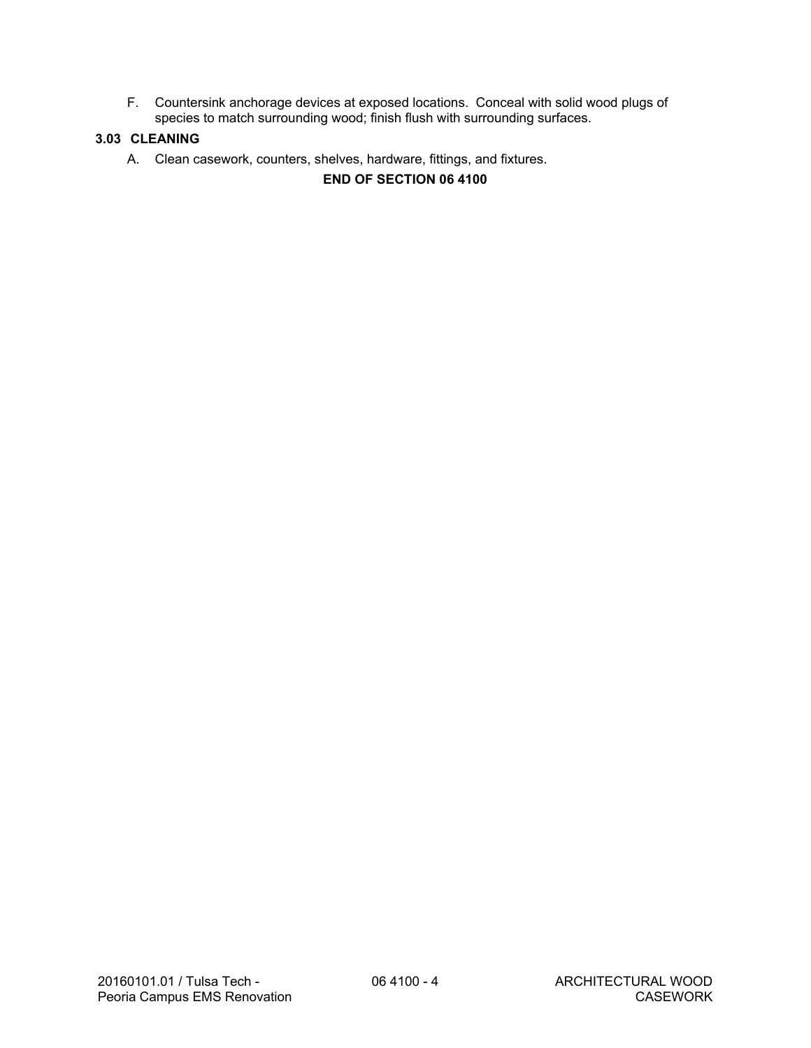F. Countersink anchorage devices at exposed locations. Conceal with solid wood plugs of species to match surrounding wood; finish flush with surrounding surfaces.

### 3.03 CLEANING

A. Clean casework, counters, shelves, hardware, fittings, and fixtures.

**END OF SECTION 06 4100**